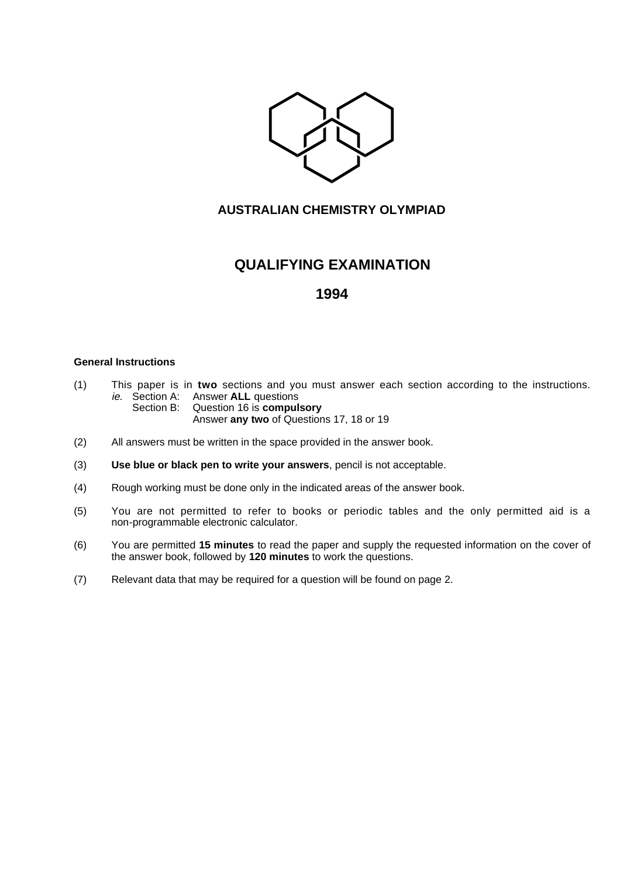**AUSTRALIAN CHEMISTRY OLYMPIAD**

# QUALIFYING EXAMINATION

## 1994

**General Instructions**

(1) This paper is in **two** sections and you must answer each section according to the instructions.
*ie.* Section A: Answer **ALL** questions
Section B: Question 16 is **compulsory**
Answer **any two** of Questions 17, 18 or 19

(2) All answers must be written in the space provided in the answer book.

(3) **Use blue or black pen to write your answers**, pencil is not acceptable.

(4) Rough working must be done only in the indicated areas of the answer book.

(5) You are not permitted to refer to books or periodic tables and the only permitted aid is a non-programmable electronic calculator.

(6) You are permitted **15 minutes** to read the paper and supply the requested information on the cover of the answer book, followed by **120 minutes** to work the questions.

(7) Relevant data that may be required for a question will be found on page 2.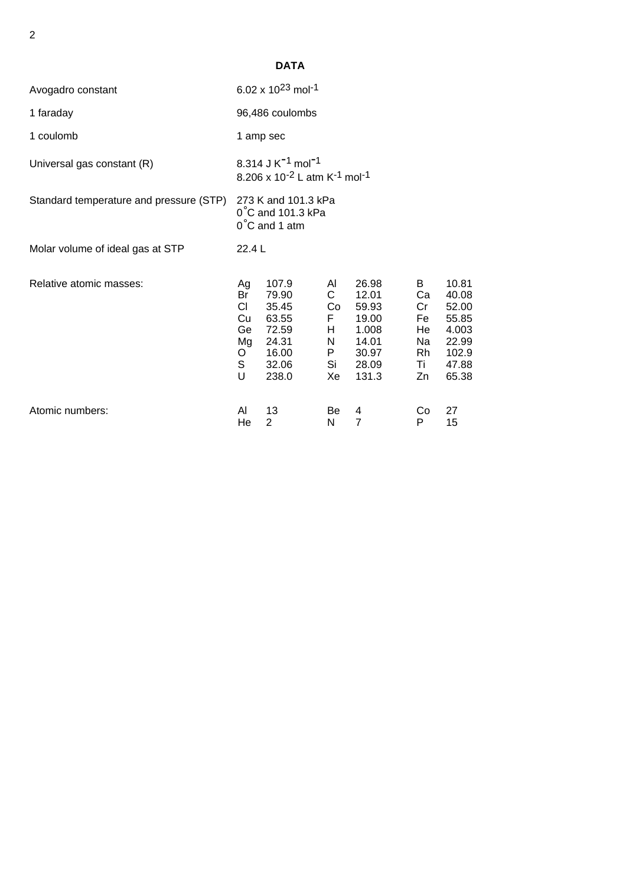## DATA

| | |
|---|---|
| Avogadro constant | $6.02 \times 10^{23}$ mol$^{-1}$ |
| 1 faraday | 96,486 coulombs |
| 1 coulomb | 1 amp sec |
| Universal gas constant (R) | 8.314 J K$^{-1}$ mol$^{-1}$<br>$8.206 \times 10^{-2}$ L atm K$^{-1}$ mol$^{-1}$ |
| Standard temperature and pressure (STP) | 273 K and 101.3 kPa<br>0˚C and 101.3 kPa<br>0˚C and 1 atm |
| Molar volume of ideal gas at STP | 22.4 L |

Relative atomic masses:

| | | | | | |
|---|---|---|---|---|---|
| Ag | 107.9 | Al | 26.98 | B | 10.81 |
| Br | 79.90 | C | 12.01 | Ca | 40.08 |
| Cl | 35.45 | Co | 59.93 | Cr | 52.00 |
| Cu | 63.55 | F | 19.00 | Fe | 55.85 |
| Ge | 72.59 | H | 1.008 | He | 4.003 |
| Mg | 24.31 | N | 14.01 | Na | 22.99 |
| O | 16.00 | P | 30.97 | Rh | 102.9 |
| S | 32.06 | Si | 28.09 | Ti | 47.88 |
| U | 238.0 | Xe | 131.3 | Zn | 65.38 |

Atomic numbers:

| | | | | | |
|---|---|---|---|---|---|
| Al | 13 | Be | 4 | Co | 27 |
| He | 2 | N | 7 | P | 15 |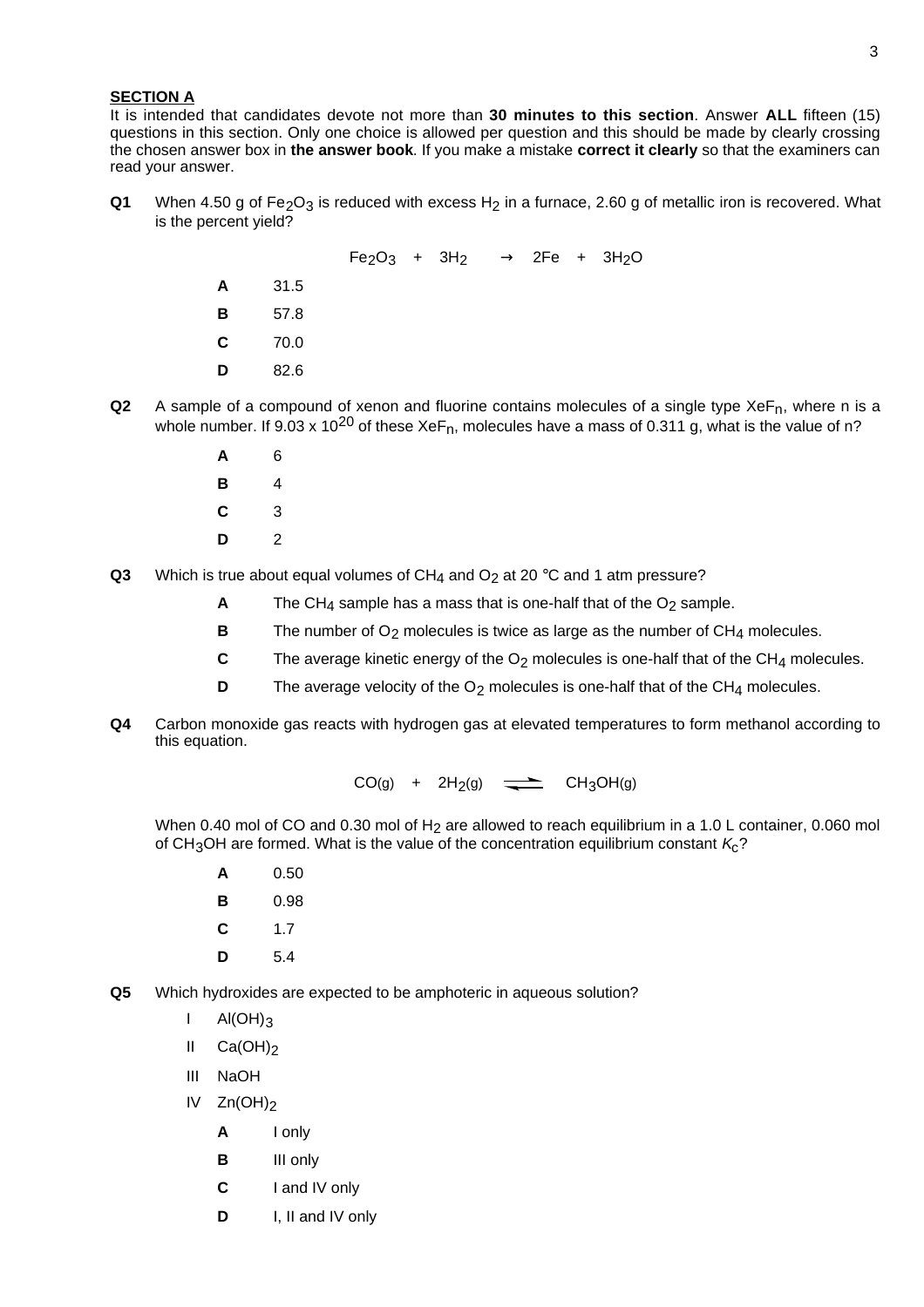## SECTION A

It is intended that candidates devote not more than **30 minutes to this section**. Answer **ALL** fifteen (15) questions in this section. Only one choice is allowed per question and this should be made by clearly crossing the chosen answer box in **the answer book**. If you make a mistake **correct it clearly** so that the examiners can read your answer.

**Q1** When 4.50 g of $Fe_2O_3$ is reduced with excess $H_2$ in a furnace, 2.60 g of metallic iron is recovered. What is the percent yield?

$$Fe_2O_3 + 3H_2 \rightarrow 2Fe + 3H_2O$$

- **A** 31.5
- **B** 57.8
- **C** 70.0
- **D** 82.6

**Q2** A sample of a compound of xenon and fluorine contains molecules of a single type $XeF_n$, where n is a whole number. If $9.03 \times 10^{20}$ of these $XeF_n$, molecules have a mass of 0.311 g, what is the value of n?

- **A** 6
- **B** 4
- **C** 3
- **D** 2

**Q3** Which is true about equal volumes of $CH_4$ and $O_2$ at 20 °C and 1 atm pressure?

- **A** The $CH_4$ sample has a mass that is one-half that of the $O_2$ sample.
- **B** The number of $O_2$ molecules is twice as large as the number of $CH_4$ molecules.
- **C** The average kinetic energy of the $O_2$ molecules is one-half that of the $CH_4$ molecules.
- **D** The average velocity of the $O_2$ molecules is one-half that of the $CH_4$ molecules.

**Q4** Carbon monoxide gas reacts with hydrogen gas at elevated temperatures to form methanol according to this equation.

$$CO(g) + 2H_2(g) \rightleftharpoons CH_3OH(g)$$

When 0.40 mol of CO and 0.30 mol of $H_2$ are allowed to reach equilibrium in a 1.0 L container, 0.060 mol of $CH_3OH$ are formed. What is the value of the concentration equilibrium constant $K_c$?

- **A** 0.50
- **B** 0.98
- **C** 1.7
- **D** 5.4

**Q5** Which hydroxides are expected to be amphoteric in aqueous solution?

I $Al(OH)_3$
II $Ca(OH)_2$
III NaOH
IV $Zn(OH)_2$

- **A** I only
- **B** III only
- **C** I and IV only
- **D** I, II and IV only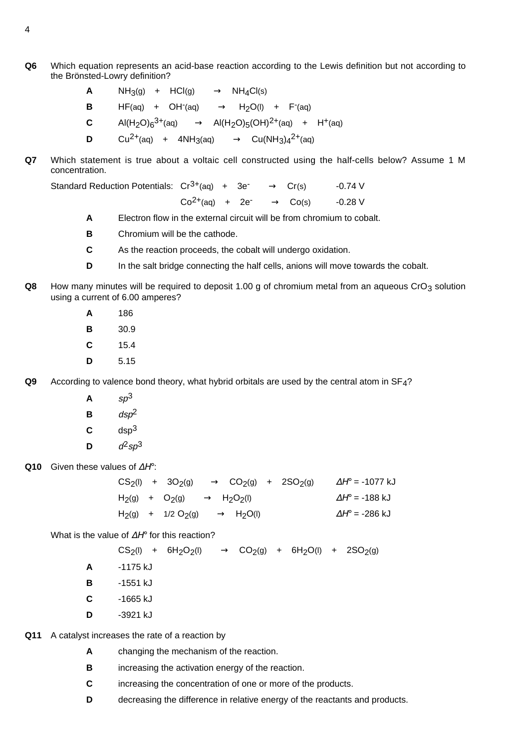**Q6** Which equation represents an acid-base reaction according to the Lewis definition but not according to the Brönsted-Lowry definition?

- **A** $NH_3(g) + HCl(g) \rightarrow NH_4Cl(s)$
- **B** $HF(aq) + OH^-(aq) \rightarrow H_2O(l) + F^-(aq)$
- **C** $Al(H_2O)_6^{3+}(aq) \rightarrow Al(H_2O)_5(OH)^{2+}(aq) + H^+(aq)$
- **D** $Cu^{2+}(aq) + 4NH_3(aq) \rightarrow Cu(NH_3)_4^{2+}(aq)$

**Q7** Which statement is true about a voltaic cell constructed using the half-cells below? Assume 1 M concentration.

Standard Reduction Potentials:

$Cr^{3+}(aq) + 3e^- \rightarrow Cr(s)$ -0.74 V

$Co^{2+}(aq) + 2e^- \rightarrow Co(s)$ -0.28 V

- **A** Electron flow in the external circuit will be from chromium to cobalt.
- **B** Chromium will be the cathode.
- **C** As the reaction proceeds, the cobalt will undergo oxidation.
- **D** In the salt bridge connecting the half cells, anions will move towards the cobalt.

**Q8** How many minutes will be required to deposit 1.00 g of chromium metal from an aqueous $CrO_3$ solution using a current of 6.00 amperes?

- **A** 186
- **B** 30.9
- **C** 15.4
- **D** 5.15

**Q9** According to valence bond theory, what hybrid orbitals are used by the central atom in $SF_4$?

- **A** $sp^3$
- **B** $dsp^2$
- **C** $dsp^3$
- **D** $d^2sp^3$

**Q10** Given these values of $\Delta H°$:

$CS_2(l) + 3O_2(g) \rightarrow CO_2(g) + 2SO_2(g)$ $\Delta H° = -1077$ kJ

$H_2(g) + O_2(g) \rightarrow H_2O_2(l)$ $\Delta H° = -188$ kJ

$H_2(g) + 1/2\ O_2(g) \rightarrow H_2O(l)$ $\Delta H° = -286$ kJ

What is the value of $\Delta H°$ for this reaction?

$CS_2(l) + 6H_2O_2(l) \rightarrow CO_2(g) + 6H_2O(l) + 2SO_2(g)$

- **A** -1175 kJ
- **B** -1551 kJ
- **C** -1665 kJ
- **D** -3921 kJ

**Q11** A catalyst increases the rate of a reaction by

- **A** changing the mechanism of the reaction.
- **B** increasing the activation energy of the reaction.
- **C** increasing the concentration of one or more of the products.
- **D** decreasing the difference in relative energy of the reactants and products.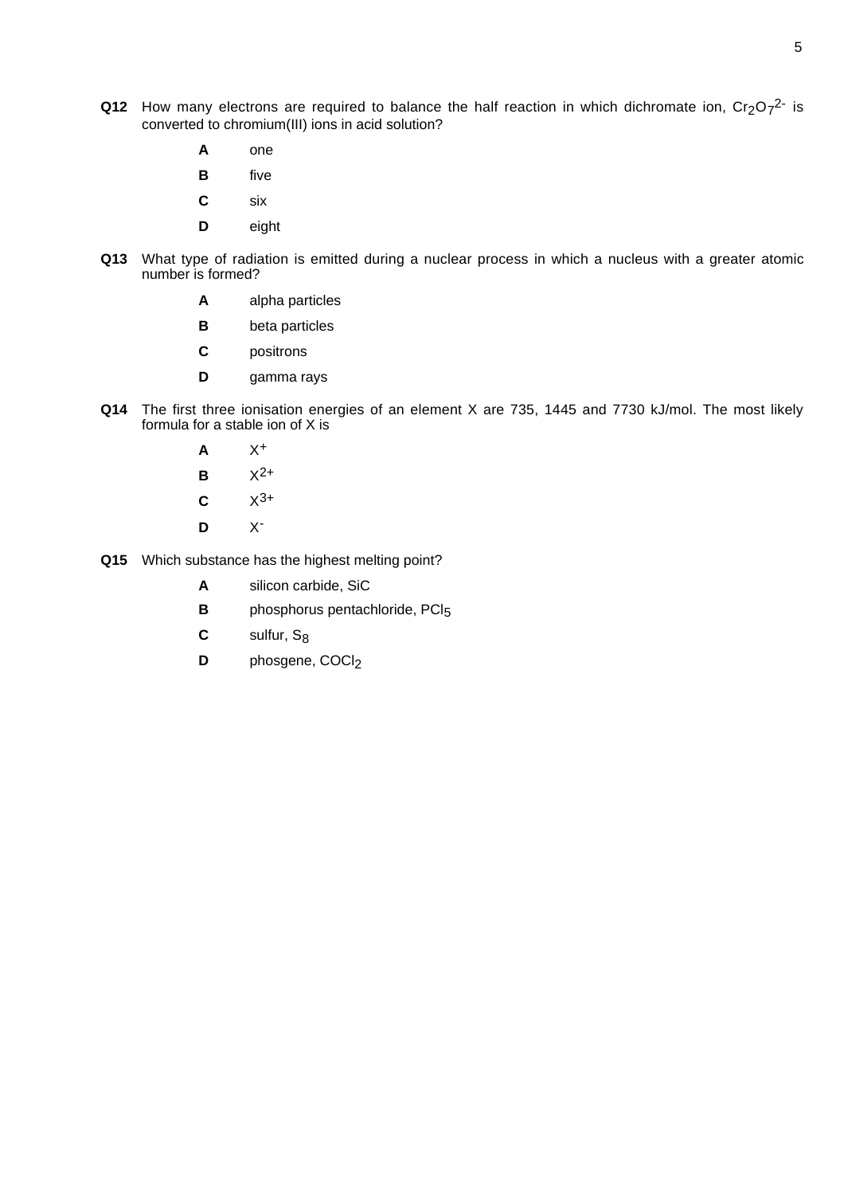**Q12** How many electrons are required to balance the half reaction in which dichromate ion, $Cr_2O_7^{2-}$ is converted to chromium(III) ions in acid solution?

- **A** one
- **B** five
- **C** six
- **D** eight

**Q13** What type of radiation is emitted during a nuclear process in which a nucleus with a greater atomic number is formed?

- **A** alpha particles
- **B** beta particles
- **C** positrons
- **D** gamma rays

**Q14** The first three ionisation energies of an element X are 735, 1445 and 7730 kJ/mol. The most likely formula for a stable ion of X is

- **A** $X^{+}$
- **B** $X^{2+}$
- **C** $X^{3+}$
- **D** $X^{-}$

**Q15** Which substance has the highest melting point?

- **A** silicon carbide, SiC
- **B** phosphorus pentachloride, $PCl_5$
- **C** sulfur, $S_8$
- **D** phosgene, $COCl_2$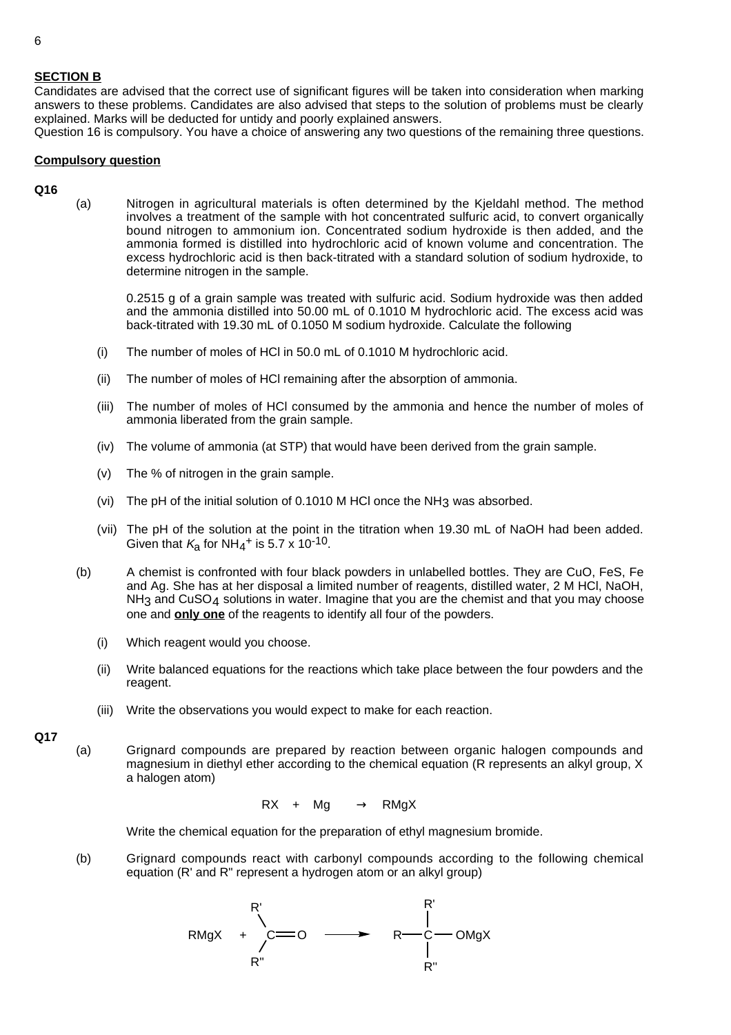## SECTION B

Candidates are advised that the correct use of significant figures will be taken into consideration when marking answers to these problems. Candidates are also advised that steps to the solution of problems must be clearly explained. Marks will be deducted for untidy and poorly explained answers.

Question 16 is compulsory. You have a choice of answering any two questions of the remaining three questions.

**Compulsory question**

**Q16**

(a) Nitrogen in agricultural materials is often determined by the Kjeldahl method. The method involves a treatment of the sample with hot concentrated sulfuric acid, to convert organically bound nitrogen to ammonium ion. Concentrated sodium hydroxide is then added, and the ammonia formed is distilled into hydrochloric acid of known volume and concentration. The excess hydrochloric acid is then back-titrated with a standard solution of sodium hydroxide, to determine nitrogen in the sample.

0.2515 g of a grain sample was treated with sulfuric acid. Sodium hydroxide was then added and the ammonia distilled into 50.00 mL of 0.1010 M hydrochloric acid. The excess acid was back-titrated with 19.30 mL of 0.1050 M sodium hydroxide. Calculate the following

(i) The number of moles of HCl in 50.0 mL of 0.1010 M hydrochloric acid.

(ii) The number of moles of HCl remaining after the absorption of ammonia.

(iii) The number of moles of HCl consumed by the ammonia and hence the number of moles of ammonia liberated from the grain sample.

(iv) The volume of ammonia (at STP) that would have been derived from the grain sample.

(v) The % of nitrogen in the grain sample.

(vi) The pH of the initial solution of 0.1010 M HCl once the $NH_3$ was absorbed.

(vii) The pH of the solution at the point in the titration when 19.30 mL of NaOH had been added. Given that $K_a$ for $NH_4^+$ is $5.7 \times 10^{-10}$.

(b) A chemist is confronted with four black powders in unlabelled bottles. They are CuO, FeS, Fe and Ag. She has at her disposal a limited number of reagents, distilled water, 2 M HCl, NaOH, $NH_3$ and $CuSO_4$ solutions in water. Imagine that you are the chemist and that you may choose one and **only one** of the reagents to identify all four of the powders.

(i) Which reagent would you choose.

(ii) Write balanced equations for the reactions which take place between the four powders and the reagent.

(iii) Write the observations you would expect to make for each reaction.

**Q17**

(a) Grignard compounds are prepared by reaction between organic halogen compounds and magnesium in diethyl ether according to the chemical equation (R represents an alkyl group, X a halogen atom)

$$RX \; + \; Mg \; \rightarrow \; RMgX$$

Write the chemical equation for the preparation of ethyl magnesium bromide.

(b) Grignard compounds react with carbonyl compounds according to the following chemical equation (R' and R'' represent a hydrogen atom or an alkyl group)

$$RMgX \; + \; R'R''C{=}O \; \longrightarrow \; R{-}C(R')(R''){-}OMgX$$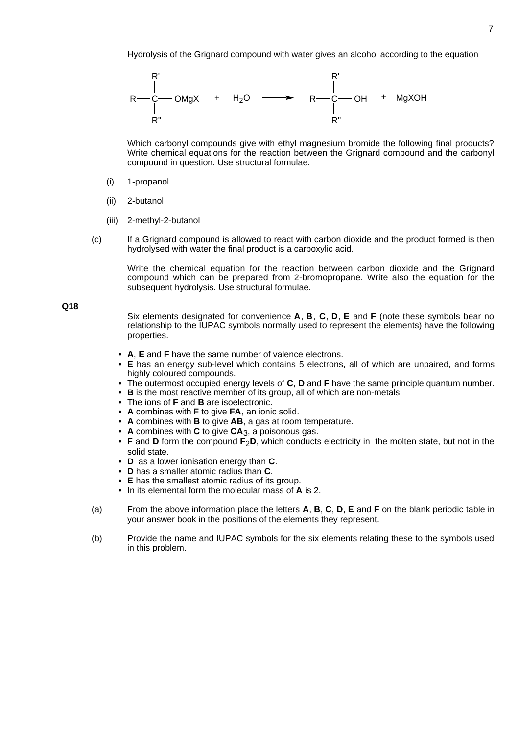Hydrolysis of the Grignard compound with water gives an alcohol according to the equation

$$\mathrm{R{-}\overset{\overset{\large R'}{|}}{\underset{\underset{\large R''}{|}}{C}}{-}OMgX} \quad + \quad H_2O \longrightarrow \mathrm{R{-}\overset{\overset{\large R'}{|}}{\underset{\underset{\large R''}{|}}{C}}{-}OH} \quad + \quad MgXOH$$

Which carbonyl compounds give with ethyl magnesium bromide the following final products? Write chemical equations for the reaction between the Grignard compound and the carbonyl compound in question. Use structural formulae.

(i) 1-propanol

(ii) 2-butanol

(iii) 2-methyl-2-butanol

(c) If a Grignard compound is allowed to react with carbon dioxide and the product formed is then hydrolysed with water the final product is a carboxylic acid.

Write the chemical equation for the reaction between carbon dioxide and the Grignard compound which can be prepared from 2-bromopropane. Write also the equation for the subsequent hydrolysis. Use structural formulae.

**Q18**

Six elements designated for convenience **A**, **B**, **C**, **D**, **E** and **F** (note these symbols bear no relationship to the IUPAC symbols normally used to represent the elements) have the following properties.

- **A**, **E** and **F** have the same number of valence electrons.
- **E** has an energy sub-level which contains 5 electrons, all of which are unpaired, and forms highly coloured compounds.
- The outermost occupied energy levels of **C**, **D** and **F** have the same principle quantum number.
- **B** is the most reactive member of its group, all of which are non-metals.
- The ions of **F** and **B** are isoelectronic.
- **A** combines with **F** to give **FA**, an ionic solid.
- **A** combines with **B** to give **AB**, a gas at room temperature.
- **A** combines with **C** to give $\mathbf{CA_3}$, a poisonous gas.
- **F** and **D** form the compound $\mathbf{F_2D}$, which conducts electricity in the molten state, but not in the solid state.
- **D** as a lower ionisation energy than **C**.
- **D** has a smaller atomic radius than **C**.
- **E** has the smallest atomic radius of its group.
- In its elemental form the molecular mass of **A** is 2.

(a) From the above information place the letters **A**, **B**, **C**, **D**, **E** and **F** on the blank periodic table in your answer book in the positions of the elements they represent.

(b) Provide the name and IUPAC symbols for the six elements relating these to the symbols used in this problem.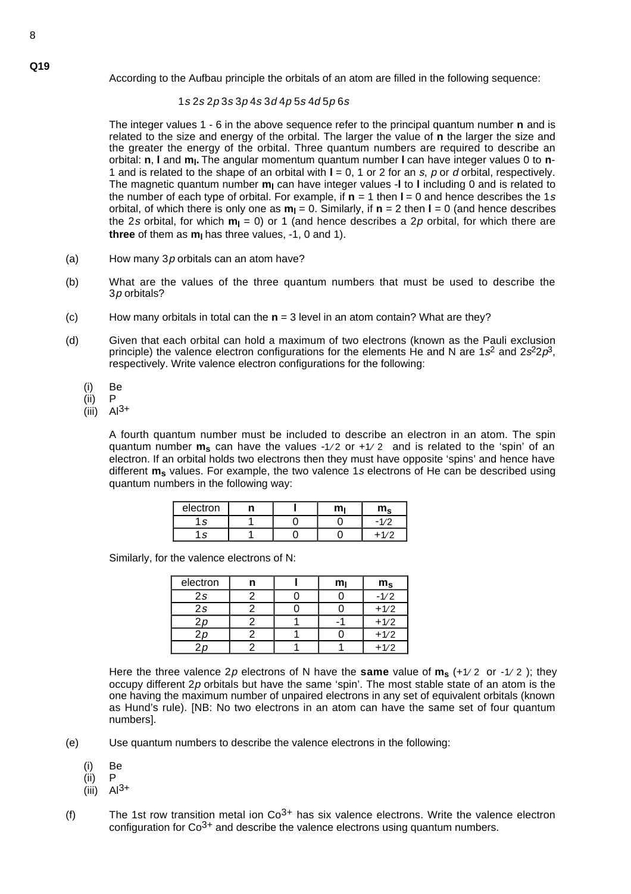**Q19**

According to the Aufbau principle the orbitals of an atom are filled in the following sequence:

1*s* 2*s* 2*p* 3*s* 3*p* 4*s* 3*d* 4*p* 5*s* 4*d* 5*p* 6*s*

The integer values 1 - 6 in the above sequence refer to the principal quantum number **n** and is related to the size and energy of the orbital. The larger the value of **n** the larger the size and the greater the energy of the orbital. Three quantum numbers are required to describe an orbital: **n**, **l** and $\mathbf{m_l}$. The angular momentum quantum number **l** can have integer values 0 to **n**-1 and is related to the shape of an orbital with **l** = 0, 1 or 2 for an *s*, *p* or *d* orbital, respectively. The magnetic quantum number $\mathbf{m_l}$ can have integer values -**l** to **l** including 0 and is related to the number of each type of orbital. For example, if **n** = 1 then **l** = 0 and hence describes the 1*s* orbital, of which there is only one as $\mathbf{m_l}$ = 0. Similarly, if **n** = 2 then **l** = 0 (and hence describes the 2*s* orbital, for which $\mathbf{m_l}$ = 0) or 1 (and hence describes a 2*p* orbital, for which there are **three** of them as $\mathbf{m_l}$ has three values, -1, 0 and 1).

(a) How many 3*p* orbitals can an atom have?

(b) What are the values of the three quantum numbers that must be used to describe the 3*p* orbitals?

(c) How many orbitals in total can the **n** = 3 level in an atom contain? What are they?

(d) Given that each orbital can hold a maximum of two electrons (known as the Pauli exclusion principle) the valence electron configurations for the elements He and N are $1s^2$ and $2s^2 2p^3$, respectively. Write valence electron configurations for the following:

(i) Be
(ii) P
(iii) $Al^{3+}$

A fourth quantum number must be included to describe an electron in an atom. The spin quantum number $\mathbf{m_s}$ can have the values -1⁄2 or +1⁄2 and is related to the 'spin' of an electron. If an orbital holds two electrons then they must have opposite 'spins' and hence have different $\mathbf{m_s}$ values. For example, the two valence 1*s* electrons of He can be described using quantum numbers in the following way:

| electron | n | l | $m_l$ | $m_s$ |
|---|---|---|---|---|
| 1*s* | 1 | 0 | 0 | -1/2 |
| 1*s* | 1 | 0 | 0 | +1/2 |

Similarly, for the valence electrons of N:

| electron | n | l | $m_l$ | $m_s$ |
|---|---|---|---|---|
| 2*s* | 2 | 0 | 0 | -1/2 |
| 2*s* | 2 | 0 | 0 | +1/2 |
| 2*p* | 2 | 1 | -1 | +1/2 |
| 2*p* | 2 | 1 | 0 | +1/2 |
| 2*p* | 2 | 1 | 1 | +1/2 |

Here the three valence 2*p* electrons of N have the **same** value of $\mathbf{m_s}$ (+1⁄2 or -1⁄2); they occupy different 2*p* orbitals but have the same 'spin'. The most stable state of an atom is the one having the maximum number of unpaired electrons in any set of equivalent orbitals (known as Hund's rule). [NB: No two electrons in an atom can have the same set of four quantum numbers].

(e) Use quantum numbers to describe the valence electrons in the following:

(i) Be
(ii) P
(iii) $Al^{3+}$

(f) The 1st row transition metal ion $Co^{3+}$ has six valence electrons. Write the valence electron configuration for $Co^{3+}$ and describe the valence electrons using quantum numbers.